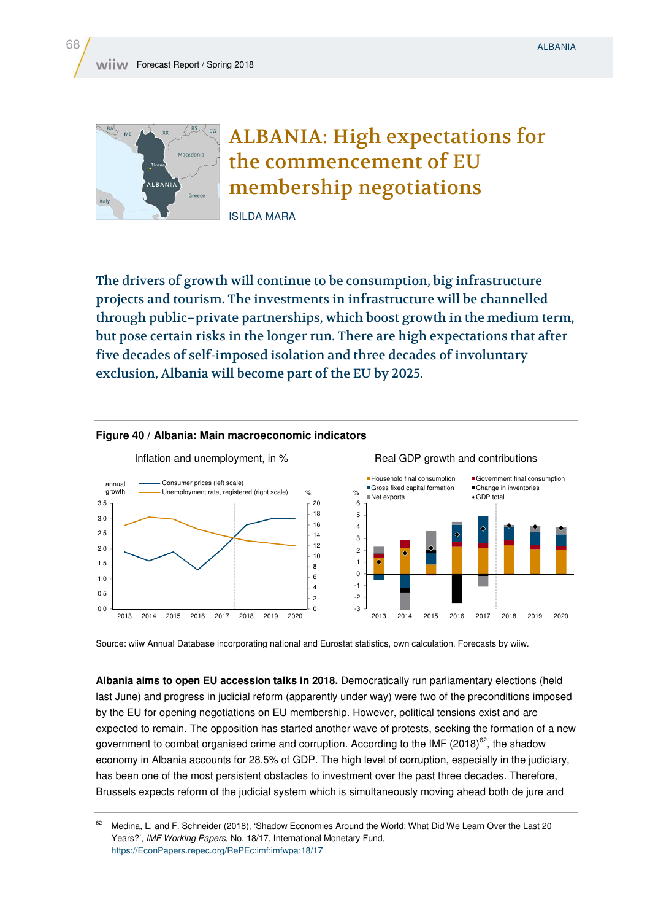# ALBANIA: High expectations for the commencement of EU membership negotiations

ISILDA MARA

**The drivers of growth will continue to be consumption, big infrastructure projects and tourism. The investments in infrastructure will be channelled through public–private partnerships, which boost growth in the medium term, but pose certain risks in the longer run. There are high expectations that after five decades of self-imposed isolation and three decades of involuntary exclusion, Albania will become part of the EU by 2025.**

**Figure 40 / Albania: Main macroeconomic indicators**

Inflation and unemployment, in %

Real GDP growth and contributions

Source: wiiw Annual Database incorporating national and Eurostat statistics, own calculation. Forecasts by wiiw.

**Albania aims to open EU accession talks in 2018.** Democratically run parliamentary elections (held last June) and progress in judicial reform (apparently under way) were two of the preconditions imposed by the EU for opening negotiations on EU membership. However, political tensions exist and are expected to remain. The opposition has started another wave of protests, seeking the formation of a new government to combat organised crime and corruption. According to the IMF (2018)[62], the shadow economy in Albania accounts for 28.5% of GDP. The high level of corruption, especially in the judiciary, has been one of the most persistent obstacles to investment over the past three decades. Therefore, Brussels expects reform of the judicial system which is simultaneously moving ahead both de jure and

[62] Medina, L. and F. Schneider (2018), 'Shadow Economies Around the World: What Did We Learn Over the Last 20 Years?', *IMF Working Papers*, No. 18/17, International Monetary Fund, https://EconPapers.repec.org/RePEc:imf:imfwpa:18/17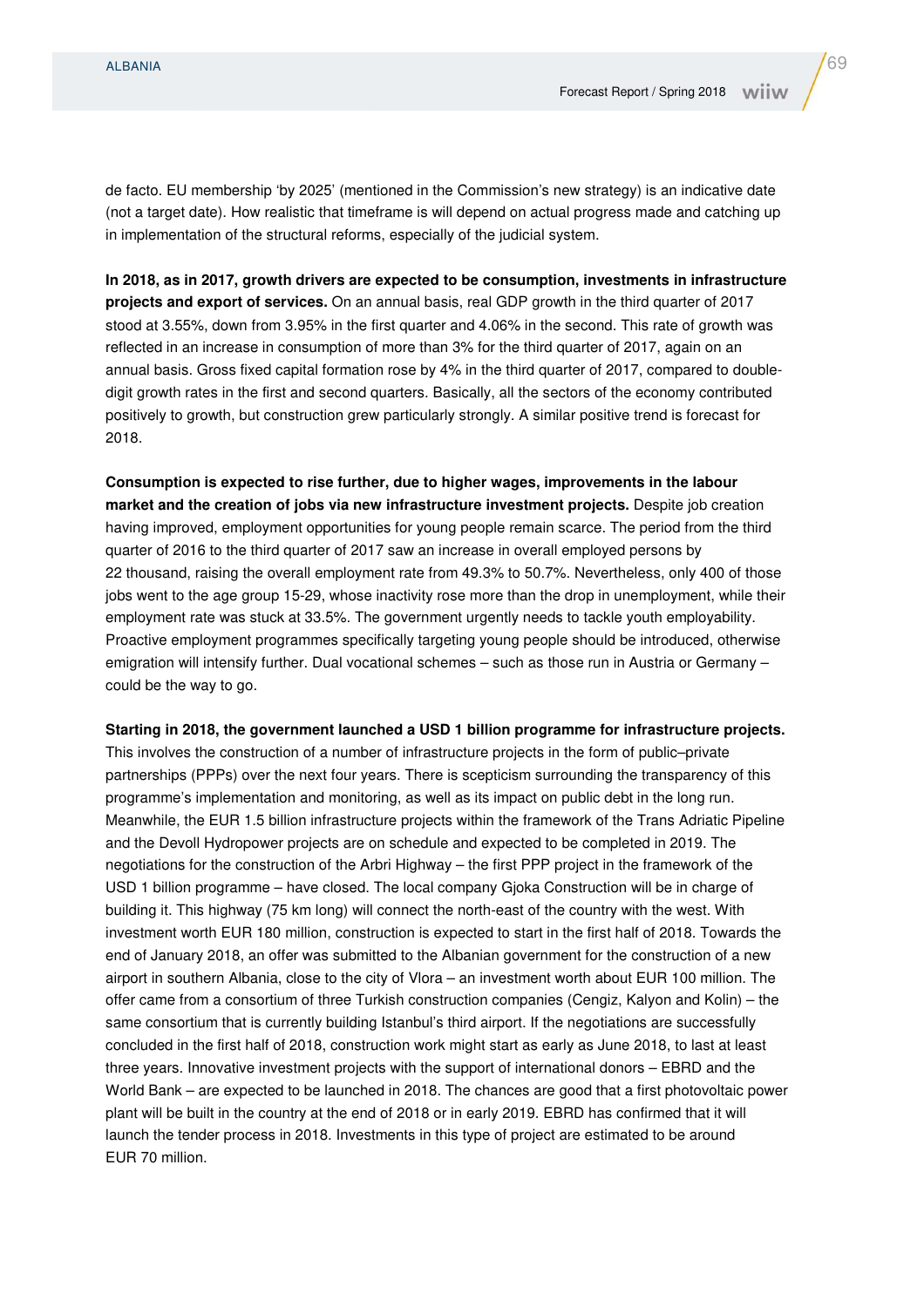de facto. EU membership 'by 2025' (mentioned in the Commission's new strategy) is an indicative date (not a target date). How realistic that timeframe is will depend on actual progress made and catching up in implementation of the structural reforms, especially of the judicial system.

**In 2018, as in 2017, growth drivers are expected to be consumption, investments in infrastructure projects and export of services.** On an annual basis, real GDP growth in the third quarter of 2017 stood at 3.55%, down from 3.95% in the first quarter and 4.06% in the second. This rate of growth was reflected in an increase in consumption of more than 3% for the third quarter of 2017, again on an annual basis. Gross fixed capital formation rose by 4% in the third quarter of 2017, compared to double-digit growth rates in the first and second quarters. Basically, all the sectors of the economy contributed positively to growth, but construction grew particularly strongly. A similar positive trend is forecast for 2018.

**Consumption is expected to rise further, due to higher wages, improvements in the labour market and the creation of jobs via new infrastructure investment projects.** Despite job creation having improved, employment opportunities for young people remain scarce. The period from the third quarter of 2016 to the third quarter of 2017 saw an increase in overall employed persons by 22 thousand, raising the overall employment rate from 49.3% to 50.7%. Nevertheless, only 400 of those jobs went to the age group 15-29, whose inactivity rose more than the drop in unemployment, while their employment rate was stuck at 33.5%. The government urgently needs to tackle youth employability. Proactive employment programmes specifically targeting young people should be introduced, otherwise emigration will intensify further. Dual vocational schemes – such as those run in Austria or Germany – could be the way to go.

**Starting in 2018, the government launched a USD 1 billion programme for infrastructure projects.** This involves the construction of a number of infrastructure projects in the form of public–private partnerships (PPPs) over the next four years. There is scepticism surrounding the transparency of this programme's implementation and monitoring, as well as its impact on public debt in the long run. Meanwhile, the EUR 1.5 billion infrastructure projects within the framework of the Trans Adriatic Pipeline and the Devoll Hydropower projects are on schedule and expected to be completed in 2019. The negotiations for the construction of the Arbri Highway – the first PPP project in the framework of the USD 1 billion programme – have closed. The local company Gjoka Construction will be in charge of building it. This highway (75 km long) will connect the north-east of the country with the west. With investment worth EUR 180 million, construction is expected to start in the first half of 2018. Towards the end of January 2018, an offer was submitted to the Albanian government for the construction of a new airport in southern Albania, close to the city of Vlora – an investment worth about EUR 100 million. The offer came from a consortium of three Turkish construction companies (Cengiz, Kalyon and Kolin) – the same consortium that is currently building Istanbul's third airport. If the negotiations are successfully concluded in the first half of 2018, construction work might start as early as June 2018, to last at least three years. Innovative investment projects with the support of international donors – EBRD and the World Bank – are expected to be launched in 2018. The chances are good that a first photovoltaic power plant will be built in the country at the end of 2018 or in early 2019. EBRD has confirmed that it will launch the tender process in 2018. Investments in this type of project are estimated to be around EUR 70 million.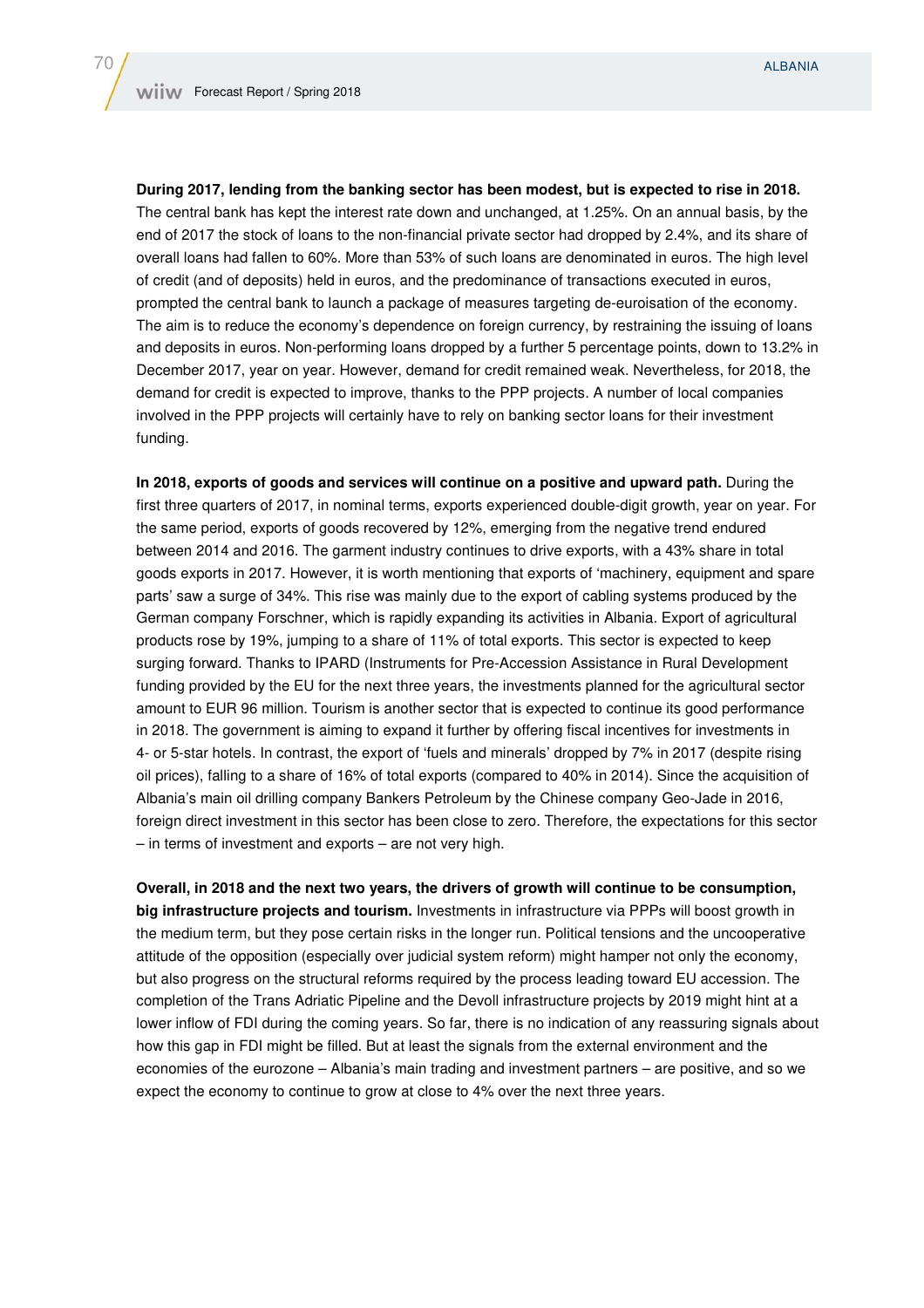**During 2017, lending from the banking sector has been modest, but is expected to rise in 2018.** The central bank has kept the interest rate down and unchanged, at 1.25%. On an annual basis, by the end of 2017 the stock of loans to the non-financial private sector had dropped by 2.4%, and its share of overall loans had fallen to 60%. More than 53% of such loans are denominated in euros. The high level of credit (and of deposits) held in euros, and the predominance of transactions executed in euros, prompted the central bank to launch a package of measures targeting de-euroisation of the economy. The aim is to reduce the economy's dependence on foreign currency, by restraining the issuing of loans and deposits in euros. Non-performing loans dropped by a further 5 percentage points, down to 13.2% in December 2017, year on year. However, demand for credit remained weak. Nevertheless, for 2018, the demand for credit is expected to improve, thanks to the PPP projects. A number of local companies involved in the PPP projects will certainly have to rely on banking sector loans for their investment funding.

**In 2018, exports of goods and services will continue on a positive and upward path.** During the first three quarters of 2017, in nominal terms, exports experienced double-digit growth, year on year. For the same period, exports of goods recovered by 12%, emerging from the negative trend endured between 2014 and 2016. The garment industry continues to drive exports, with a 43% share in total goods exports in 2017. However, it is worth mentioning that exports of 'machinery, equipment and spare parts' saw a surge of 34%. This rise was mainly due to the export of cabling systems produced by the German company Forschner, which is rapidly expanding its activities in Albania. Export of agricultural products rose by 19%, jumping to a share of 11% of total exports. This sector is expected to keep surging forward. Thanks to IPARD (Instruments for Pre-Accession Assistance in Rural Development funding provided by the EU for the next three years, the investments planned for the agricultural sector amount to EUR 96 million. Tourism is another sector that is expected to continue its good performance in 2018. The government is aiming to expand it further by offering fiscal incentives for investments in 4- or 5-star hotels. In contrast, the export of 'fuels and minerals' dropped by 7% in 2017 (despite rising oil prices), falling to a share of 16% of total exports (compared to 40% in 2014). Since the acquisition of Albania's main oil drilling company Bankers Petroleum by the Chinese company Geo-Jade in 2016, foreign direct investment in this sector has been close to zero. Therefore, the expectations for this sector – in terms of investment and exports – are not very high.

**Overall, in 2018 and the next two years, the drivers of growth will continue to be consumption, big infrastructure projects and tourism.** Investments in infrastructure via PPPs will boost growth in the medium term, but they pose certain risks in the longer run. Political tensions and the uncooperative attitude of the opposition (especially over judicial system reform) might hamper not only the economy, but also progress on the structural reforms required by the process leading toward EU accession. The completion of the Trans Adriatic Pipeline and the Devoll infrastructure projects by 2019 might hint at a lower inflow of FDI during the coming years. So far, there is no indication of any reassuring signals about how this gap in FDI might be filled. But at least the signals from the external environment and the economies of the eurozone – Albania's main trading and investment partners – are positive, and so we expect the economy to continue to grow at close to 4% over the next three years.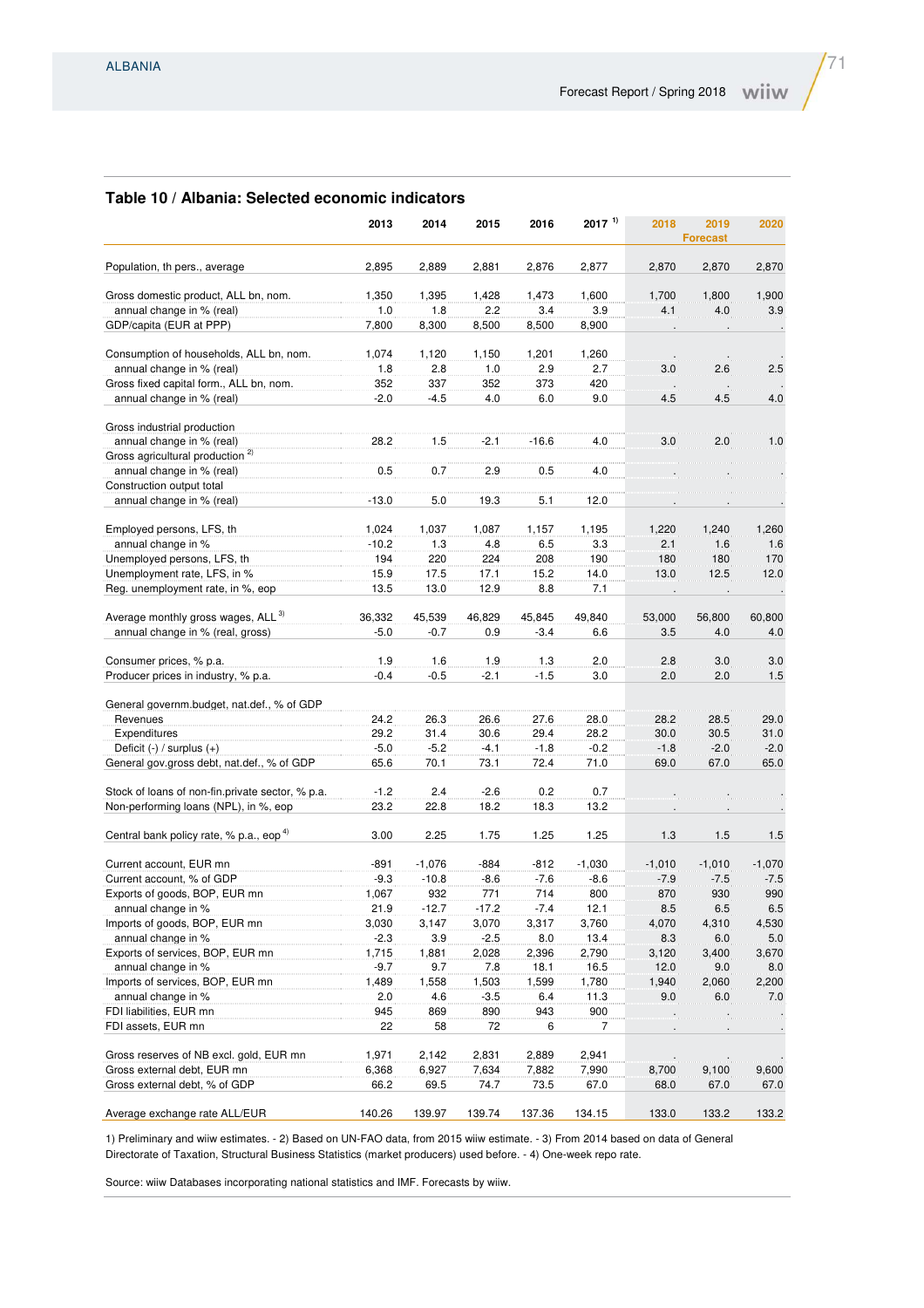## Table 10 / Albania: Selected economic indicators

| | 2013 | 2014 | 2015 | 2016 | 2017 [1] | 2018 | 2019 Forecast | 2020 |
|---|---|---|---|---|---|---|---|---|
| Population, th pers., average | 2,895 | 2,889 | 2,881 | 2,876 | 2,877 | 2,870 | 2,870 | 2,870 |
| | | | | | | | | |
| Gross domestic product, ALL bn, nom. | 1,350 | 1,395 | 1,428 | 1,473 | 1,600 | 1,700 | 1,800 | 1,900 |
| annual change in % (real) | 1.0 | 1.8 | 2.2 | 3.4 | 3.9 | 4.1 | 4.0 | 3.9 |
| GDP/capita (EUR at PPP) | 7,800 | 8,300 | 8,500 | 8,500 | 8,900 | . | . | . |
| | | | | | | | | |
| Consumption of households, ALL bn, nom. | 1,074 | 1,120 | 1,150 | 1,201 | 1,260 | . | . | . |
| annual change in % (real) | 1.8 | 2.8 | 1.0 | 2.9 | 2.7 | 3.0 | 2.6 | 2.5 |
| Gross fixed capital form., ALL bn, nom. | 352 | 337 | 352 | 373 | 420 | . | . | . |
| annual change in % (real) | -2.0 | -4.5 | 4.0 | 6.0 | 9.0 | 4.5 | 4.5 | 4.0 |
| | | | | | | | | |
| Gross industrial production | | | | | | | | |
| annual change in % (real) | 28.2 | 1.5 | -2.1 | -16.6 | 4.0 | 3.0 | 2.0 | 1.0 |
| Gross agricultural production [2] | | | | | | | | |
| annual change in % (real) | 0.5 | 0.7 | 2.9 | 0.5 | 4.0 | . | . | . |
| Construction output total | | | | | | | | |
| annual change in % (real) | -13.0 | 5.0 | 19.3 | 5.1 | 12.0 | . | . | . |
| | | | | | | | | |
| Employed persons, LFS, th | 1,024 | 1,037 | 1,087 | 1,157 | 1,195 | 1,220 | 1,240 | 1,260 |
| annual change in % | -10.2 | 1.3 | 4.8 | 6.5 | 3.3 | 2.1 | 1.6 | 1.6 |
| Unemployed persons, LFS, th | 194 | 220 | 224 | 208 | 190 | 180 | 180 | 170 |
| Unemployment rate, LFS, in % | 15.9 | 17.5 | 17.1 | 15.2 | 14.0 | 13.0 | 12.5 | 12.0 |
| Reg. unemployment rate, in %, eop | 13.5 | 13.0 | 12.9 | 8.8 | 7.1 | . | . | . |
| | | | | | | | | |
| Average monthly gross wages, ALL [3] | 36,332 | 45,539 | 46,829 | 45,845 | 49,840 | 53,000 | 56,800 | 60,800 |
| annual change in % (real, gross) | -5.0 | -0.7 | 0.9 | -3.4 | 6.6 | 3.5 | 4.0 | 4.0 |
| | | | | | | | | |
| Consumer prices, % p.a. | 1.9 | 1.6 | 1.9 | 1.3 | 2.0 | 2.8 | 3.0 | 3.0 |
| Producer prices in industry, % p.a. | -0.4 | -0.5 | -2.1 | -1.5 | 3.0 | 2.0 | 2.0 | 1.5 |
| | | | | | | | | |
| General governm.budget, nat.def., % of GDP | | | | | | | | |
| Revenues | 24.2 | 26.3 | 26.6 | 27.6 | 28.0 | 28.2 | 28.5 | 29.0 |
| Expenditures | 29.2 | 31.4 | 30.6 | 29.4 | 28.2 | 30.0 | 30.5 | 31.0 |
| Deficit (-) / surplus (+) | -5.0 | -5.2 | -4.1 | -1.8 | -0.2 | -1.8 | -2.0 | -2.0 |
| General gov.gross debt, nat.def., % of GDP | 65.6 | 70.1 | 73.1 | 72.4 | 71.0 | 69.0 | 67.0 | 65.0 |
| | | | | | | | | |
| Stock of loans of non-fin.private sector, % p.a. | -1.2 | 2.4 | -2.6 | 0.2 | 0.7 | . | . | . |
| Non-performing loans (NPL), in %, eop | 23.2 | 22.8 | 18.2 | 18.3 | 13.2 | . | . | . |
| | | | | | | | | |
| Central bank policy rate, % p.a., eop [4] | 3.00 | 2.25 | 1.75 | 1.25 | 1.25 | 1.3 | 1.5 | 1.5 |
| | | | | | | | | |
| Current account, EUR mn | -891 | -1,076 | -884 | -812 | -1,030 | -1,010 | -1,010 | -1,070 |
| Current account, % of GDP | -9.3 | -10.8 | -8.6 | -7.6 | -8.6 | -7.9 | -7.5 | -7.5 |
| Exports of goods, BOP, EUR mn | 1,067 | 932 | 771 | 714 | 800 | 870 | 930 | 990 |
| annual change in % | 21.9 | -12.7 | -17.2 | -7.4 | 12.1 | 8.5 | 6.5 | 6.5 |
| Imports of goods, BOP, EUR mn | 3,030 | 3,147 | 3,070 | 3,317 | 3,760 | 4,070 | 4,310 | 4,530 |
| annual change in % | -2.3 | 3.9 | -2.5 | 8.0 | 13.4 | 8.3 | 6.0 | 5.0 |
| Exports of services, BOP, EUR mn | 1,715 | 1,881 | 2,028 | 2,396 | 2,790 | 3,120 | 3,400 | 3,670 |
| annual change in % | -9.7 | 9.7 | 7.8 | 18.1 | 16.5 | 12.0 | 9.0 | 8.0 |
| Imports of services, BOP, EUR mn | 1,489 | 1,558 | 1,503 | 1,599 | 1,780 | 1,940 | 2,060 | 2,200 |
| annual change in % | 2.0 | 4.6 | -3.5 | 6.4 | 11.3 | 9.0 | 6.0 | 7.0 |
| FDI liabilities, EUR mn | 945 | 869 | 890 | 943 | 900 | . | . | . |
| FDI assets, EUR mn | 22 | 58 | 72 | 6 | 7 | . | . | . |
| | | | | | | | | |
| Gross reserves of NB excl. gold, EUR mn | 1,971 | 2,142 | 2,831 | 2,889 | 2,941 | . | . | . |
| Gross external debt, EUR mn | 6,368 | 6,927 | 7,634 | 7,882 | 7,990 | 8,700 | 9,100 | 9,600 |
| Gross external debt, % of GDP | 66.2 | 69.5 | 74.7 | 73.5 | 67.0 | 68.0 | 67.0 | 67.0 |
| | | | | | | | | |
| Average exchange rate ALL/EUR | 140.26 | 139.97 | 139.74 | 137.36 | 134.15 | 133.0 | 133.2 | 133.2 |

1) Preliminary and wiiw estimates. - 2) Based on UN-FAO data, from 2015 wiiw estimate. - 3) From 2014 based on data of General Directorate of Taxation, Structural Business Statistics (market producers) used before. - 4) One-week repo rate.

Source: wiiw Databases incorporating national statistics and IMF. Forecasts by wiiw.